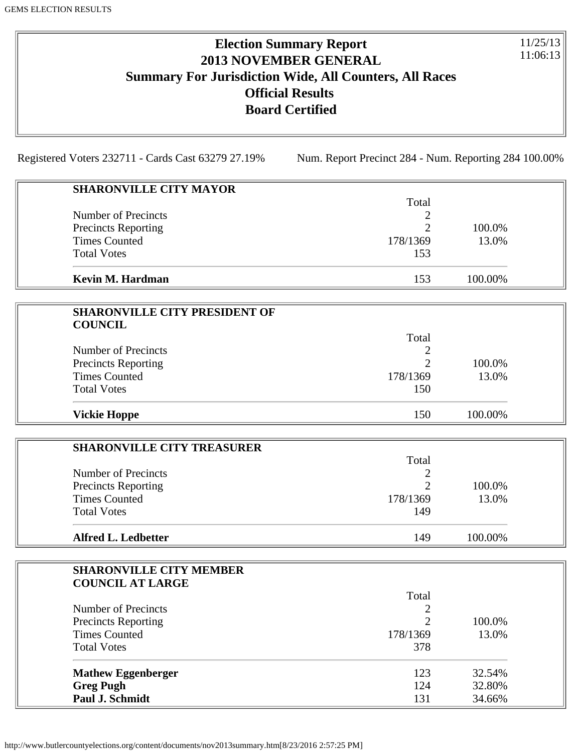# Election Summary Report
## 2013 NOVEMBER GENERAL
## Summary For Jurisdiction Wide, All Counters, All Races
## Official Results
## Board Certified

11/25/13
11:06:13

Registered Voters 232711 - Cards Cast 63279 27.19%    Num. Report Precinct 284 - Num. Reporting 284 100.00%

### SHARONVILLE CITY MAYOR

| | Total | |
|---|---|---|
| Number of Precincts | 2 | |
| Precincts Reporting | 2 | 100.0% |
| Times Counted | 178/1369 | 13.0% |
| Total Votes | 153 | |
| **Kevin M. Hardman** | 153 | 100.00% |

### SHARONVILLE CITY PRESIDENT OF COUNCIL

| | Total | |
|---|---|---|
| Number of Precincts | 2 | |
| Precincts Reporting | 2 | 100.0% |
| Times Counted | 178/1369 | 13.0% |
| Total Votes | 150 | |
| **Vickie Hoppe** | 150 | 100.00% |

### SHARONVILLE CITY TREASURER

| | Total | |
|---|---|---|
| Number of Precincts | 2 | |
| Precincts Reporting | 2 | 100.0% |
| Times Counted | 178/1369 | 13.0% |
| Total Votes | 149 | |
| **Alfred L. Ledbetter** | 149 | 100.00% |

### SHARONVILLE CITY MEMBER COUNCIL AT LARGE

| | Total | |
|---|---|---|
| Number of Precincts | 2 | |
| Precincts Reporting | 2 | 100.0% |
| Times Counted | 178/1369 | 13.0% |
| Total Votes | 378 | |
| **Mathew Eggenberger** | 123 | 32.54% |
| **Greg Pugh** | 124 | 32.80% |
| **Paul J. Schmidt** | 131 | 34.66% |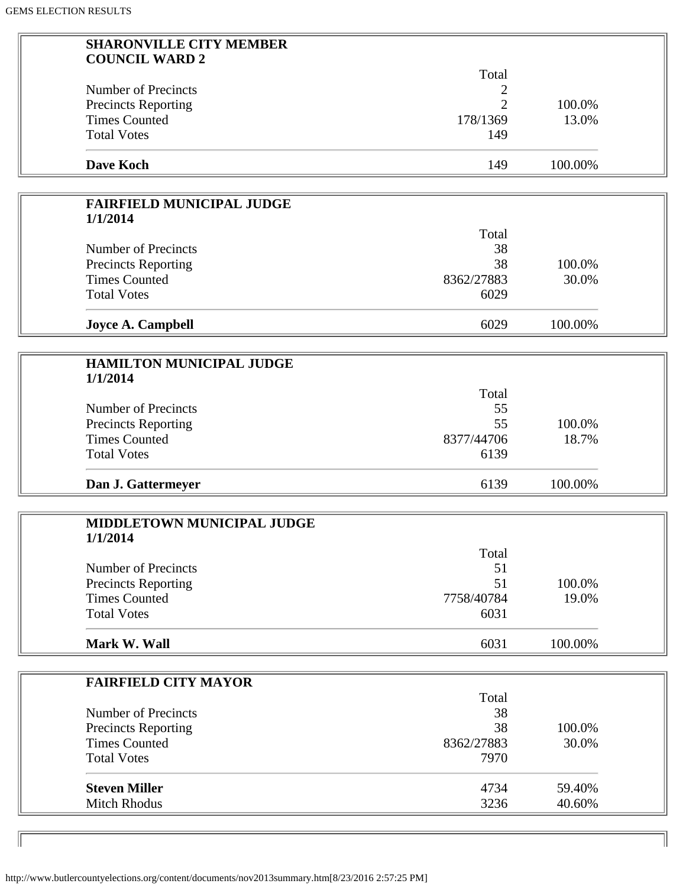## SHARONVILLE CITY MEMBER COUNCIL WARD 2

| | Total | |
|---|---|---|
| Number of Precincts | 2 | |
| Precincts Reporting | 2 | 100.0% |
| Times Counted | 178/1369 | 13.0% |
| Total Votes | 149 | |
| **Dave Koch** | 149 | 100.00% |

## FAIRFIELD MUNICIPAL JUDGE 1/1/2014

| | Total | |
|---|---|---|
| Number of Precincts | 38 | |
| Precincts Reporting | 38 | 100.0% |
| Times Counted | 8362/27883 | 30.0% |
| Total Votes | 6029 | |
| **Joyce A. Campbell** | 6029 | 100.00% |

## HAMILTON MUNICIPAL JUDGE 1/1/2014

| | Total | |
|---|---|---|
| Number of Precincts | 55 | |
| Precincts Reporting | 55 | 100.0% |
| Times Counted | 8377/44706 | 18.7% |
| Total Votes | 6139 | |
| **Dan J. Gattermeyer** | 6139 | 100.00% |

## MIDDLETOWN MUNICIPAL JUDGE 1/1/2014

| | Total | |
|---|---|---|
| Number of Precincts | 51 | |
| Precincts Reporting | 51 | 100.0% |
| Times Counted | 7758/40784 | 19.0% |
| Total Votes | 6031 | |
| **Mark W. Wall** | 6031 | 100.00% |

## FAIRFIELD CITY MAYOR

| | Total | |
|---|---|---|
| Number of Precincts | 38 | |
| Precincts Reporting | 38 | 100.0% |
| Times Counted | 8362/27883 | 30.0% |
| Total Votes | 7970 | |
| **Steven Miller** | 4734 | 59.40% |
| Mitch Rhodus | 3236 | 40.60% |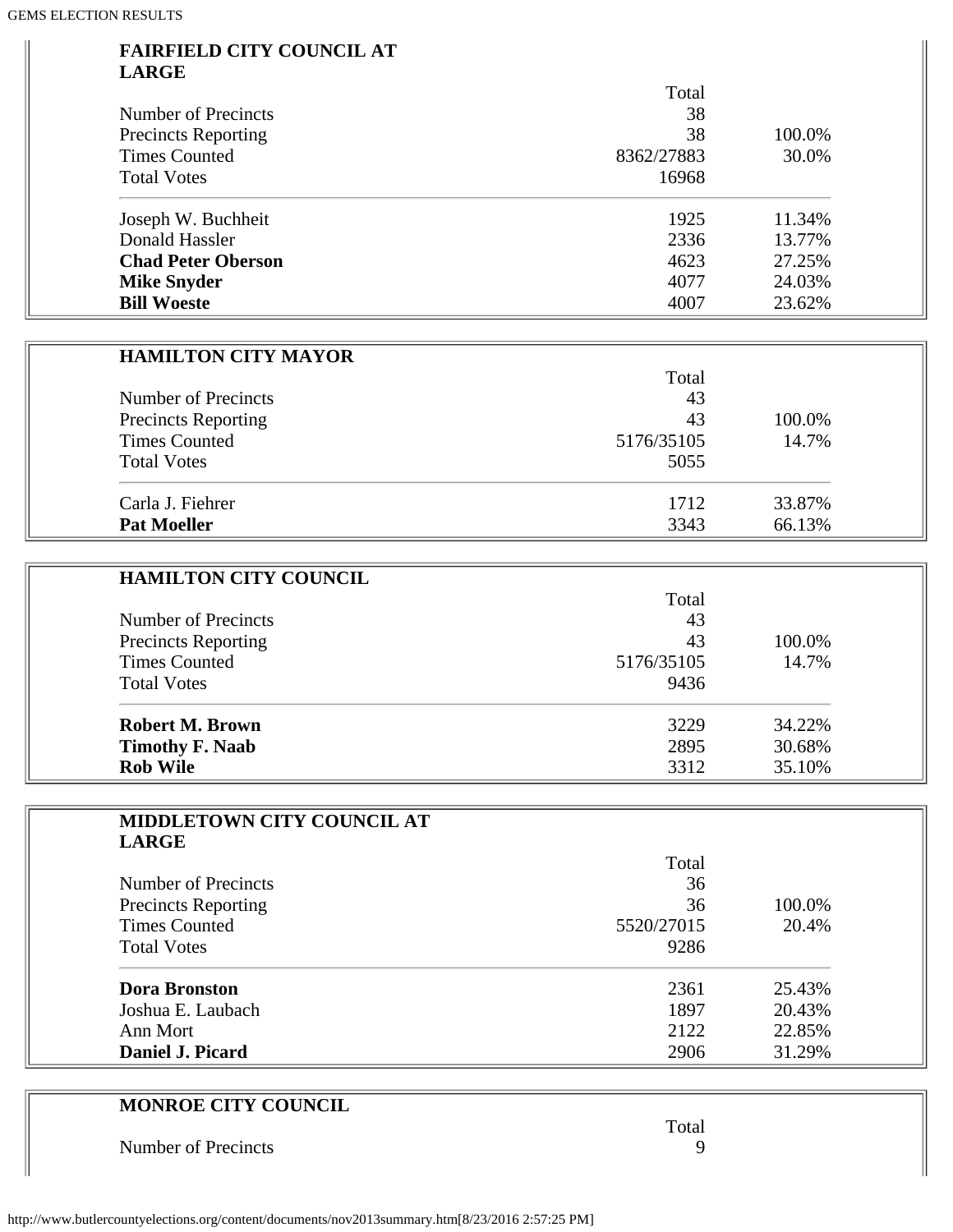## FAIRFIELD CITY COUNCIL AT LARGE

| | Total | |
|---|---|---|
| Number of Precincts | 38 | |
| Precincts Reporting | 38 | 100.0% |
| Times Counted | 8362/27883 | 30.0% |
| Total Votes | 16968 | |
| Joseph W. Buchheit | 1925 | 11.34% |
| Donald Hassler | 2336 | 13.77% |
| **Chad Peter Oberson** | 4623 | 27.25% |
| **Mike Snyder** | 4077 | 24.03% |
| **Bill Woeste** | 4007 | 23.62% |

## HAMILTON CITY MAYOR

| | Total | |
|---|---|---|
| Number of Precincts | 43 | |
| Precincts Reporting | 43 | 100.0% |
| Times Counted | 5176/35105 | 14.7% |
| Total Votes | 5055 | |
| Carla J. Fiehrer | 1712 | 33.87% |
| **Pat Moeller** | 3343 | 66.13% |

## HAMILTON CITY COUNCIL

| | Total | |
|---|---|---|
| Number of Precincts | 43 | |
| Precincts Reporting | 43 | 100.0% |
| Times Counted | 5176/35105 | 14.7% |
| Total Votes | 9436 | |
| **Robert M. Brown** | 3229 | 34.22% |
| **Timothy F. Naab** | 2895 | 30.68% |
| **Rob Wile** | 3312 | 35.10% |

## MIDDLETOWN CITY COUNCIL AT LARGE

| | Total | |
|---|---|---|
| Number of Precincts | 36 | |
| Precincts Reporting | 36 | 100.0% |
| Times Counted | 5520/27015 | 20.4% |
| Total Votes | 9286 | |
| **Dora Bronston** | 2361 | 25.43% |
| Joshua E. Laubach | 1897 | 20.43% |
| Ann Mort | 2122 | 22.85% |
| **Daniel J. Picard** | 2906 | 31.29% |

## MONROE CITY COUNCIL

| | Total | |
|---|---|---|
| Number of Precincts | 9 | |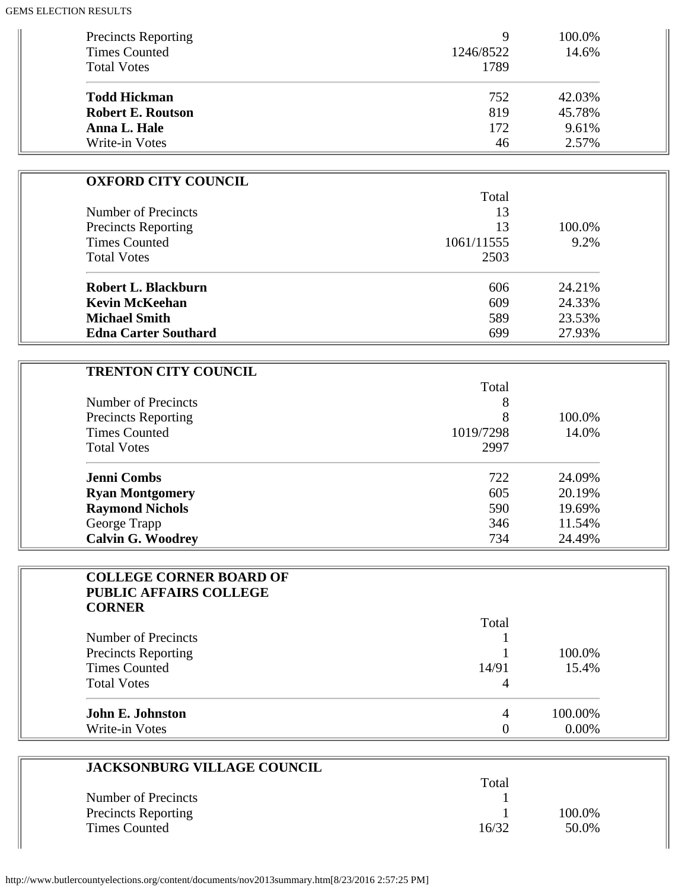| | Total | |
|---|---|---|
| Precincts Reporting | 9 | 100.0% |
| Times Counted | 1246/8522 | 14.6% |
| Total Votes | 1789 | |
| **Todd Hickman** | 752 | 42.03% |
| **Robert E. Routson** | 819 | 45.78% |
| **Anna L. Hale** | 172 | 9.61% |
| Write-in Votes | 46 | 2.57% |

| **OXFORD CITY COUNCIL** | | |
|---|---|---|
| | Total | |
| Number of Precincts | 13 | |
| Precincts Reporting | 13 | 100.0% |
| Times Counted | 1061/11555 | 9.2% |
| Total Votes | 2503 | |
| **Robert L. Blackburn** | 606 | 24.21% |
| **Kevin McKeehan** | 609 | 24.33% |
| **Michael Smith** | 589 | 23.53% |
| **Edna Carter Southard** | 699 | 27.93% |

| **TRENTON CITY COUNCIL** | | |
|---|---|---|
| | Total | |
| Number of Precincts | 8 | |
| Precincts Reporting | 8 | 100.0% |
| Times Counted | 1019/7298 | 14.0% |
| Total Votes | 2997 | |
| **Jenni Combs** | 722 | 24.09% |
| **Ryan Montgomery** | 605 | 20.19% |
| **Raymond Nichols** | 590 | 19.69% |
| George Trapp | 346 | 11.54% |
| **Calvin G. Woodrey** | 734 | 24.49% |

| **COLLEGE CORNER BOARD OF PUBLIC AFFAIRS COLLEGE CORNER** | | |
|---|---|---|
| | Total | |
| Number of Precincts | 1 | |
| Precincts Reporting | 1 | 100.0% |
| Times Counted | 14/91 | 15.4% |
| Total Votes | 4 | |
| **John E. Johnston** | 4 | 100.00% |
| Write-in Votes | 0 | 0.00% |

| **JACKSONBURG VILLAGE COUNCIL** | | |
|---|---|---|
| | Total | |
| Number of Precincts | 1 | |
| Precincts Reporting | 1 | 100.0% |
| Times Counted | 16/32 | 50.0% |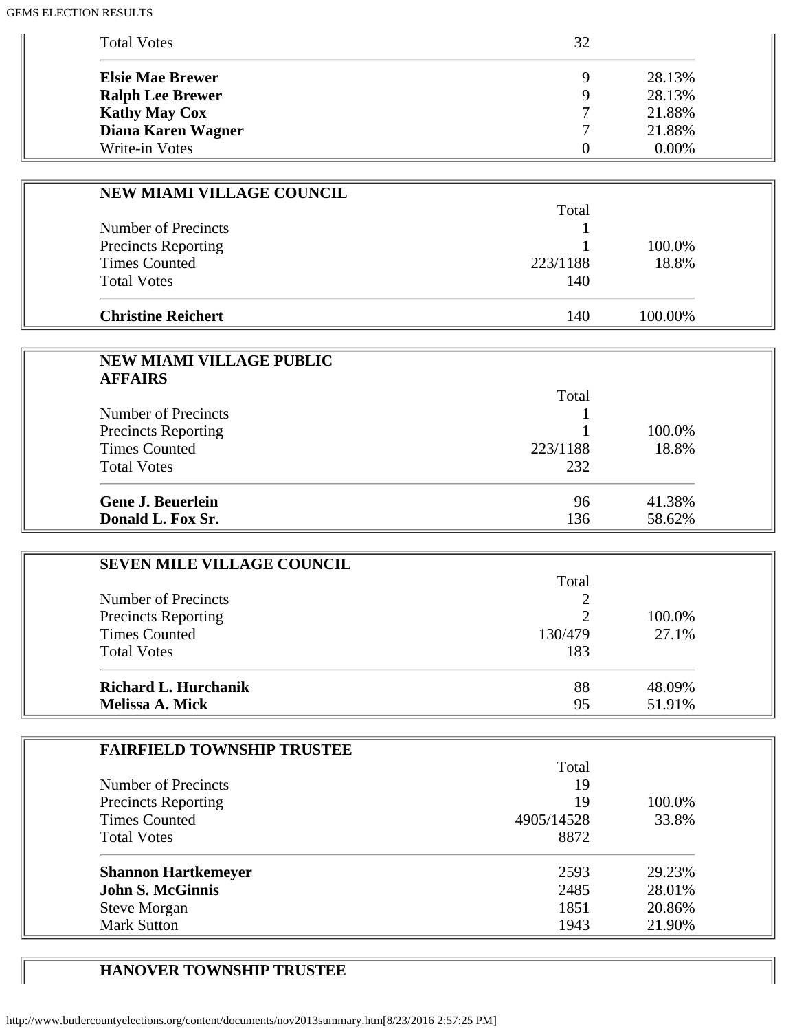| | | |
|---|---|---|
| Total Votes | 32 | |
| **Elsie Mae Brewer** | 9 | 28.13% |
| **Ralph Lee Brewer** | 9 | 28.13% |
| **Kathy May Cox** | 7 | 21.88% |
| **Diana Karen Wagner** | 7 | 21.88% |
| Write-in Votes | 0 | 0.00% |

**NEW MIAMI VILLAGE COUNCIL**

| | Total | |
|---|---|---|
| Number of Precincts | 1 | |
| Precincts Reporting | 1 | 100.0% |
| Times Counted | 223/1188 | 18.8% |
| Total Votes | 140 | |
| **Christine Reichert** | 140 | 100.00% |

**NEW MIAMI VILLAGE PUBLIC AFFAIRS**

| | Total | |
|---|---|---|
| Number of Precincts | 1 | |
| Precincts Reporting | 1 | 100.0% |
| Times Counted | 223/1188 | 18.8% |
| Total Votes | 232 | |
| **Gene J. Beuerlein** | 96 | 41.38% |
| **Donald L. Fox Sr.** | 136 | 58.62% |

**SEVEN MILE VILLAGE COUNCIL**

| | Total | |
|---|---|---|
| Number of Precincts | 2 | |
| Precincts Reporting | 2 | 100.0% |
| Times Counted | 130/479 | 27.1% |
| Total Votes | 183 | |
| **Richard L. Hurchanik** | 88 | 48.09% |
| **Melissa A. Mick** | 95 | 51.91% |

**FAIRFIELD TOWNSHIP TRUSTEE**

| | Total | |
|---|---|---|
| Number of Precincts | 19 | |
| Precincts Reporting | 19 | 100.0% |
| Times Counted | 4905/14528 | 33.8% |
| Total Votes | 8872 | |
| **Shannon Hartkemeyer** | 2593 | 29.23% |
| **John S. McGinnis** | 2485 | 28.01% |
| Steve Morgan | 1851 | 20.86% |
| Mark Sutton | 1943 | 21.90% |

**HANOVER TOWNSHIP TRUSTEE**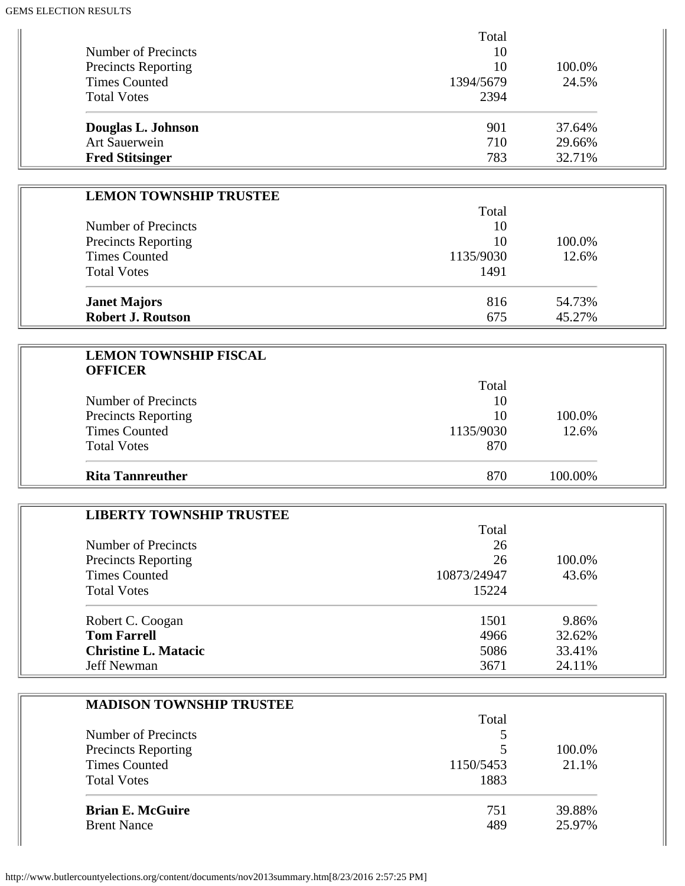| | Total | |
|---|---|---|
| Number of Precincts | 10 | |
| Precincts Reporting | 10 | 100.0% |
| Times Counted | 1394/5679 | 24.5% |
| Total Votes | 2394 | |
| **Douglas L. Johnson** | 901 | 37.64% |
| Art Sauerwein | 710 | 29.66% |
| **Fred Stitsinger** | 783 | 32.71% |

## LEMON TOWNSHIP TRUSTEE

| | Total | |
|---|---|---|
| Number of Precincts | 10 | |
| Precincts Reporting | 10 | 100.0% |
| Times Counted | 1135/9030 | 12.6% |
| Total Votes | 1491 | |
| **Janet Majors** | 816 | 54.73% |
| **Robert J. Routson** | 675 | 45.27% |

## LEMON TOWNSHIP FISCAL OFFICER

| | Total | |
|---|---|---|
| Number of Precincts | 10 | |
| Precincts Reporting | 10 | 100.0% |
| Times Counted | 1135/9030 | 12.6% |
| Total Votes | 870 | |
| **Rita Tannreuther** | 870 | 100.00% |

## LIBERTY TOWNSHIP TRUSTEE

| | Total | |
|---|---|---|
| Number of Precincts | 26 | |
| Precincts Reporting | 26 | 100.0% |
| Times Counted | 10873/24947 | 43.6% |
| Total Votes | 15224 | |
| Robert C. Coogan | 1501 | 9.86% |
| **Tom Farrell** | 4966 | 32.62% |
| **Christine L. Matacic** | 5086 | 33.41% |
| Jeff Newman | 3671 | 24.11% |

## MADISON TOWNSHIP TRUSTEE

| | Total | |
|---|---|---|
| Number of Precincts | 5 | |
| Precincts Reporting | 5 | 100.0% |
| Times Counted | 1150/5453 | 21.1% |
| Total Votes | 1883 | |
| **Brian E. McGuire** | 751 | 39.88% |
| Brent Nance | 489 | 25.97% |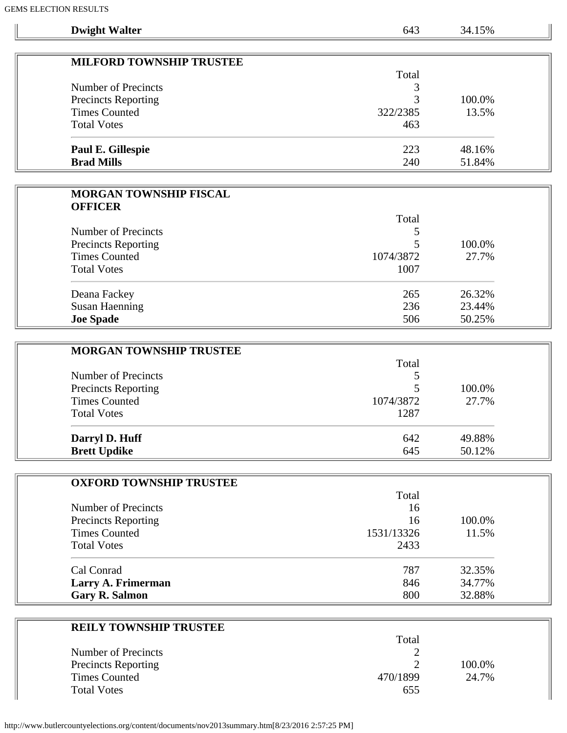| | | |
|---|---|---|
| **Dwight Walter** | 643 | 34.15% |

| MILFORD TOWNSHIP TRUSTEE | | |
|---|---|---|
| | Total | |
| Number of Precincts | 3 | |
| Precincts Reporting | 3 | 100.0% |
| Times Counted | 322/2385 | 13.5% |
| Total Votes | 463 | |
| **Paul E. Gillespie** | 223 | 48.16% |
| **Brad Mills** | 240 | 51.84% |

| MORGAN TOWNSHIP FISCAL OFFICER | | |
|---|---|---|
| | Total | |
| Number of Precincts | 5 | |
| Precincts Reporting | 5 | 100.0% |
| Times Counted | 1074/3872 | 27.7% |
| Total Votes | 1007 | |
| Deana Fackey | 265 | 26.32% |
| Susan Haenning | 236 | 23.44% |
| **Joe Spade** | 506 | 50.25% |

| MORGAN TOWNSHIP TRUSTEE | | |
|---|---|---|
| | Total | |
| Number of Precincts | 5 | |
| Precincts Reporting | 5 | 100.0% |
| Times Counted | 1074/3872 | 27.7% |
| Total Votes | 1287 | |
| **Darryl D. Huff** | 642 | 49.88% |
| **Brett Updike** | 645 | 50.12% |

| OXFORD TOWNSHIP TRUSTEE | | |
|---|---|---|
| | Total | |
| Number of Precincts | 16 | |
| Precincts Reporting | 16 | 100.0% |
| Times Counted | 1531/13326 | 11.5% |
| Total Votes | 2433 | |
| Cal Conrad | 787 | 32.35% |
| **Larry A. Frimerman** | 846 | 34.77% |
| **Gary R. Salmon** | 800 | 32.88% |

| REILY TOWNSHIP TRUSTEE | | |
|---|---|---|
| | Total | |
| Number of Precincts | 2 | |
| Precincts Reporting | 2 | 100.0% |
| Times Counted | 470/1899 | 24.7% |
| Total Votes | 655 | |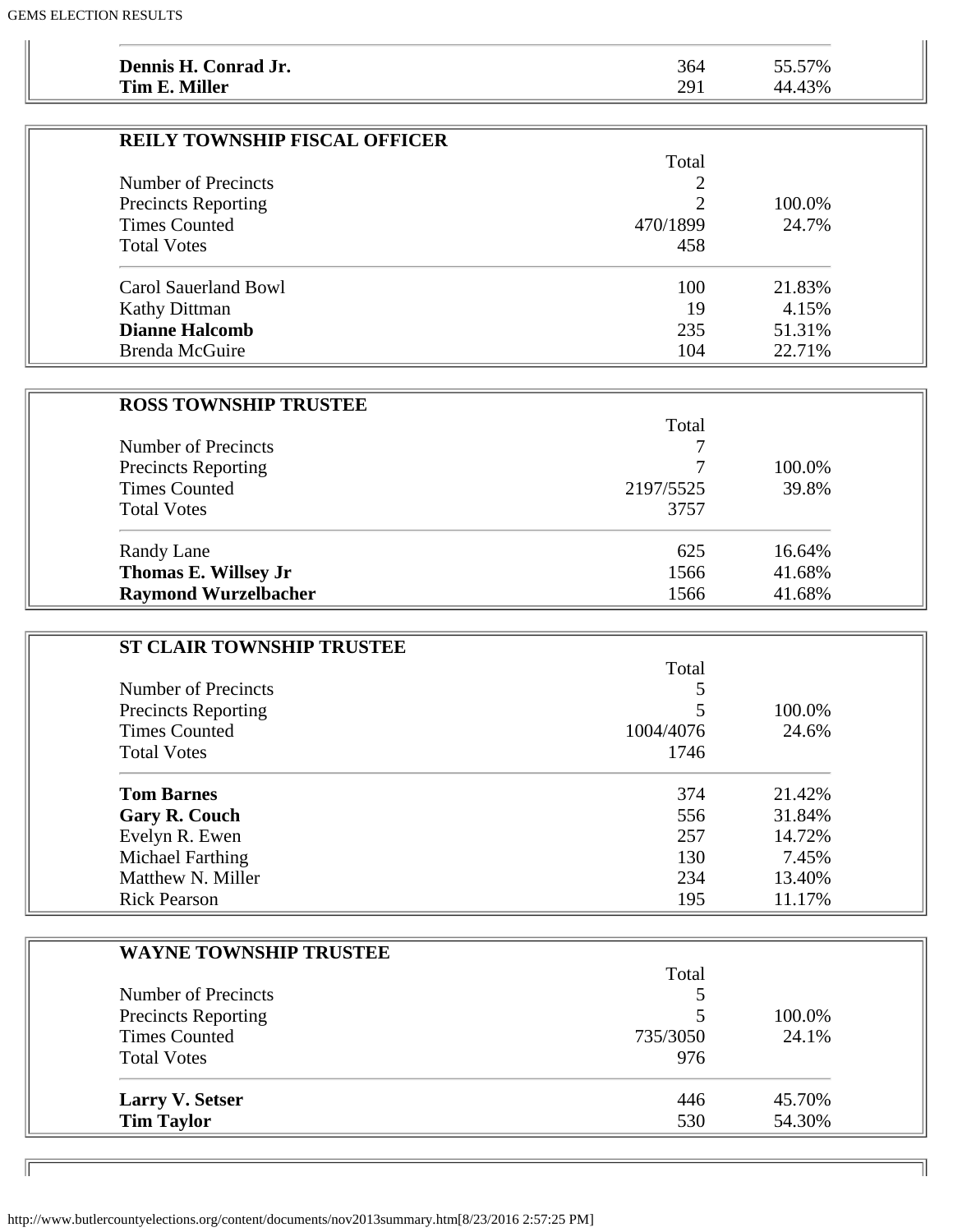| | | |
|---|---|---|
| **Dennis H. Conrad Jr.** | 364 | 55.57% |
| **Tim E. Miller** | 291 | 44.43% |

| **REILY TOWNSHIP FISCAL OFFICER** | | |
|---|---|---|
| | Total | |
| Number of Precincts | 2 | |
| Precincts Reporting | 2 | 100.0% |
| Times Counted | 470/1899 | 24.7% |
| Total Votes | 458 | |
| Carol Sauerland Bowl | 100 | 21.83% |
| Kathy Dittman | 19 | 4.15% |
| **Dianne Halcomb** | 235 | 51.31% |
| Brenda McGuire | 104 | 22.71% |

| **ROSS TOWNSHIP TRUSTEE** | | |
|---|---|---|
| | Total | |
| Number of Precincts | 7 | |
| Precincts Reporting | 7 | 100.0% |
| Times Counted | 2197/5525 | 39.8% |
| Total Votes | 3757 | |
| Randy Lane | 625 | 16.64% |
| **Thomas E. Willsey Jr** | 1566 | 41.68% |
| **Raymond Wurzelbacher** | 1566 | 41.68% |

| **ST CLAIR TOWNSHIP TRUSTEE** | | |
|---|---|---|
| | Total | |
| Number of Precincts | 5 | |
| Precincts Reporting | 5 | 100.0% |
| Times Counted | 1004/4076 | 24.6% |
| Total Votes | 1746 | |
| **Tom Barnes** | 374 | 21.42% |
| **Gary R. Couch** | 556 | 31.84% |
| Evelyn R. Ewen | 257 | 14.72% |
| Michael Farthing | 130 | 7.45% |
| Matthew N. Miller | 234 | 13.40% |
| Rick Pearson | 195 | 11.17% |

| **WAYNE TOWNSHIP TRUSTEE** | | |
|---|---|---|
| | Total | |
| Number of Precincts | 5 | |
| Precincts Reporting | 5 | 100.0% |
| Times Counted | 735/3050 | 24.1% |
| Total Votes | 976 | |
| **Larry V. Setser** | 446 | 45.70% |
| **Tim Taylor** | 530 | 54.30% |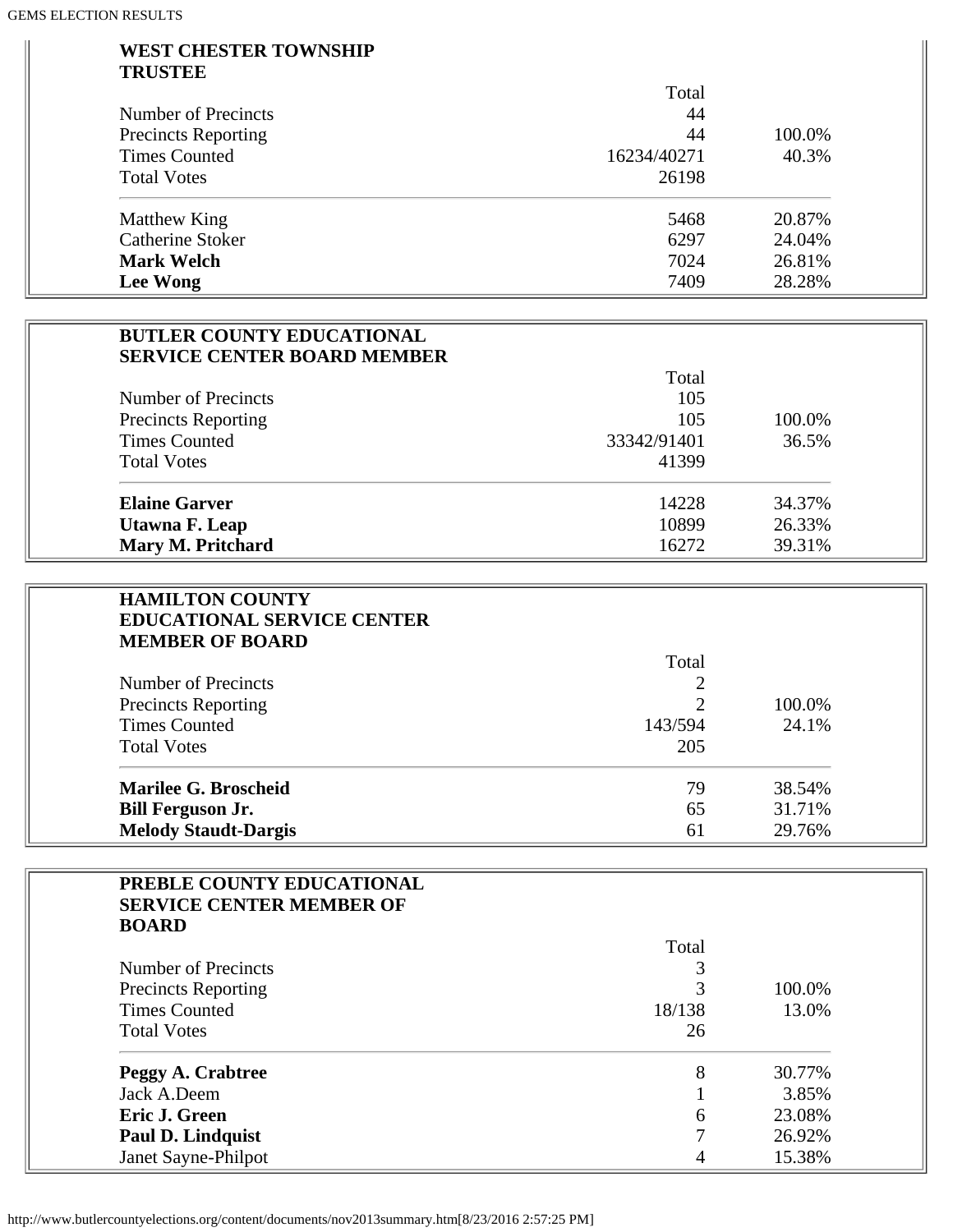## WEST CHESTER TOWNSHIP TRUSTEE

| | Total | |
|---|---|---|
| Number of Precincts | 44 | |
| Precincts Reporting | 44 | 100.0% |
| Times Counted | 16234/40271 | 40.3% |
| Total Votes | 26198 | |
| Matthew King | 5468 | 20.87% |
| Catherine Stoker | 6297 | 24.04% |
| **Mark Welch** | 7024 | 26.81% |
| **Lee Wong** | 7409 | 28.28% |

## BUTLER COUNTY EDUCATIONAL SERVICE CENTER BOARD MEMBER

| | Total | |
|---|---|---|
| Number of Precincts | 105 | |
| Precincts Reporting | 105 | 100.0% |
| Times Counted | 33342/91401 | 36.5% |
| Total Votes | 41399 | |
| **Elaine Garver** | 14228 | 34.37% |
| **Utawna F. Leap** | 10899 | 26.33% |
| **Mary M. Pritchard** | 16272 | 39.31% |

## HAMILTON COUNTY EDUCATIONAL SERVICE CENTER MEMBER OF BOARD

| | Total | |
|---|---|---|
| Number of Precincts | 2 | |
| Precincts Reporting | 2 | 100.0% |
| Times Counted | 143/594 | 24.1% |
| Total Votes | 205 | |
| **Marilee G. Broscheid** | 79 | 38.54% |
| **Bill Ferguson Jr.** | 65 | 31.71% |
| **Melody Staudt-Dargis** | 61 | 29.76% |

## PREBLE COUNTY EDUCATIONAL SERVICE CENTER MEMBER OF BOARD

| | Total | |
|---|---|---|
| Number of Precincts | 3 | |
| Precincts Reporting | 3 | 100.0% |
| Times Counted | 18/138 | 13.0% |
| Total Votes | 26 | |
| **Peggy A. Crabtree** | 8 | 30.77% |
| Jack A.Deem | 1 | 3.85% |
| **Eric J. Green** | 6 | 23.08% |
| **Paul D. Lindquist** | 7 | 26.92% |
| Janet Sayne-Philpot | 4 | 15.38% |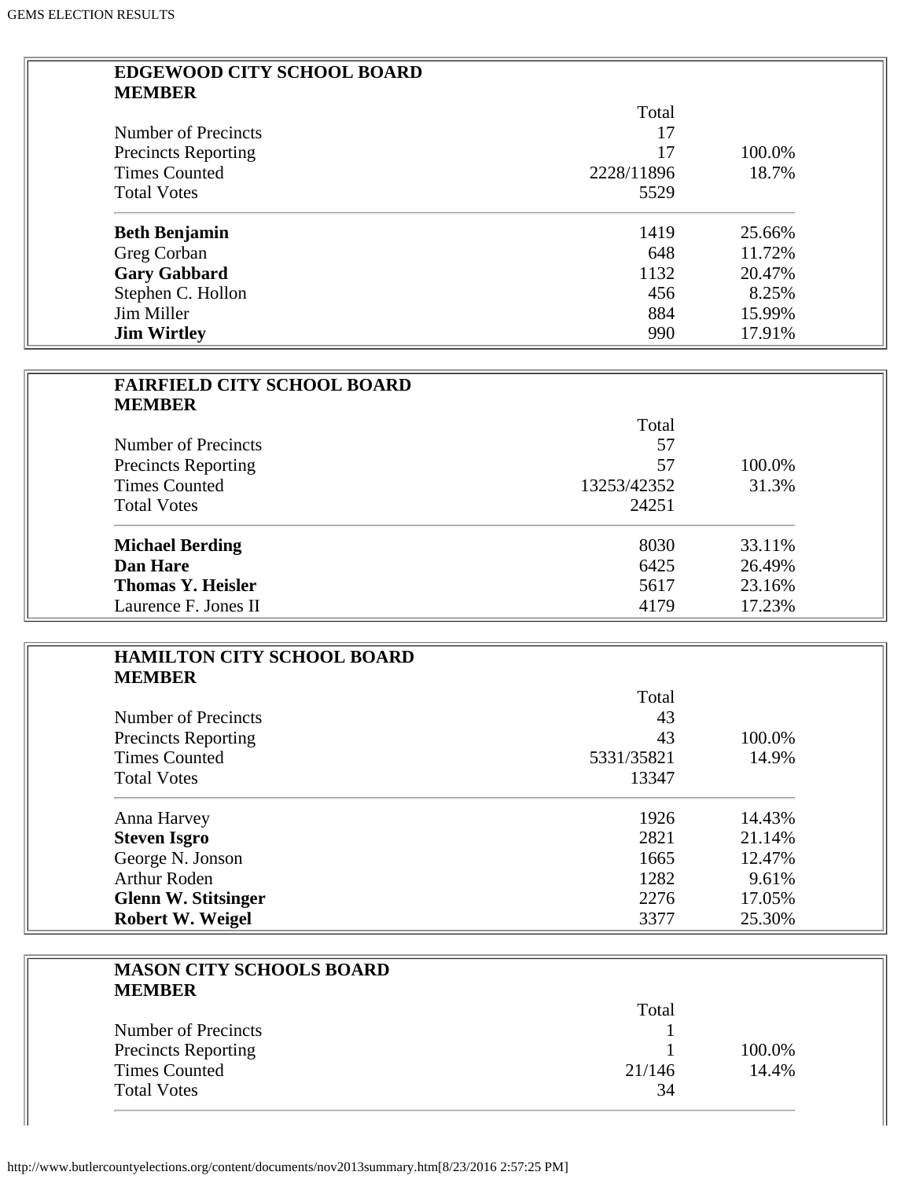## EDGEWOOD CITY SCHOOL BOARD MEMBER

| | Total | |
|---|---|---|
| Number of Precincts | 17 | |
| Precincts Reporting | 17 | 100.0% |
| Times Counted | 2228/11896 | 18.7% |
| Total Votes | 5529 | |
| **Beth Benjamin** | 1419 | 25.66% |
| Greg Corban | 648 | 11.72% |
| **Gary Gabbard** | 1132 | 20.47% |
| Stephen C. Hollon | 456 | 8.25% |
| Jim Miller | 884 | 15.99% |
| **Jim Wirtley** | 990 | 17.91% |

## FAIRFIELD CITY SCHOOL BOARD MEMBER

| | Total | |
|---|---|---|
| Number of Precincts | 57 | |
| Precincts Reporting | 57 | 100.0% |
| Times Counted | 13253/42352 | 31.3% |
| Total Votes | 24251 | |
| **Michael Berding** | 8030 | 33.11% |
| **Dan Hare** | 6425 | 26.49% |
| **Thomas Y. Heisler** | 5617 | 23.16% |
| Laurence F. Jones II | 4179 | 17.23% |

## HAMILTON CITY SCHOOL BOARD MEMBER

| | Total | |
|---|---|---|
| Number of Precincts | 43 | |
| Precincts Reporting | 43 | 100.0% |
| Times Counted | 5331/35821 | 14.9% |
| Total Votes | 13347 | |
| Anna Harvey | 1926 | 14.43% |
| **Steven Isgro** | 2821 | 21.14% |
| George N. Jonson | 1665 | 12.47% |
| Arthur Roden | 1282 | 9.61% |
| **Glenn W. Stitsinger** | 2276 | 17.05% |
| **Robert W. Weigel** | 3377 | 25.30% |

## MASON CITY SCHOOLS BOARD MEMBER

| | Total | |
|---|---|---|
| Number of Precincts | 1 | |
| Precincts Reporting | 1 | 100.0% |
| Times Counted | 21/146 | 14.4% |
| Total Votes | 34 | |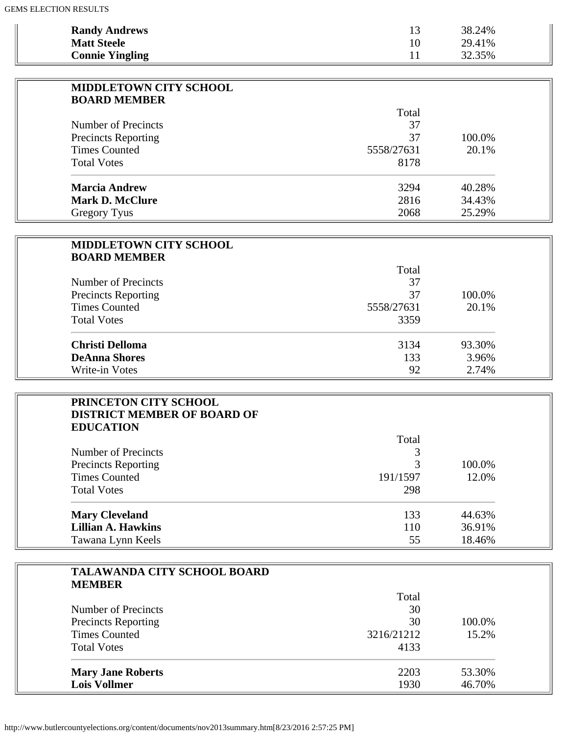| | | |
|---|---|---|
| **Randy Andrews** | 13 | 38.24% |
| **Matt Steele** | 10 | 29.41% |
| **Connie Yingling** | 11 | 32.35% |

**MIDDLETOWN CITY SCHOOL BOARD MEMBER**

| | Total | |
|---|---|---|
| Number of Precincts | 37 | |
| Precincts Reporting | 37 | 100.0% |
| Times Counted | 5558/27631 | 20.1% |
| Total Votes | 8178 | |
| **Marcia Andrew** | 3294 | 40.28% |
| **Mark D. McClure** | 2816 | 34.43% |
| Gregory Tyus | 2068 | 25.29% |

**MIDDLETOWN CITY SCHOOL BOARD MEMBER**

| | Total | |
|---|---|---|
| Number of Precincts | 37 | |
| Precincts Reporting | 37 | 100.0% |
| Times Counted | 5558/27631 | 20.1% |
| Total Votes | 3359 | |
| **Christi Delloma** | 3134 | 93.30% |
| **DeAnna Shores** | 133 | 3.96% |
| Write-in Votes | 92 | 2.74% |

**PRINCETON CITY SCHOOL DISTRICT MEMBER OF BOARD OF EDUCATION**

| | Total | |
|---|---|---|
| Number of Precincts | 3 | |
| Precincts Reporting | 3 | 100.0% |
| Times Counted | 191/1597 | 12.0% |
| Total Votes | 298 | |
| **Mary Cleveland** | 133 | 44.63% |
| **Lillian A. Hawkins** | 110 | 36.91% |
| Tawana Lynn Keels | 55 | 18.46% |

**TALAWANDA CITY SCHOOL BOARD MEMBER**

| | Total | |
|---|---|---|
| Number of Precincts | 30 | |
| Precincts Reporting | 30 | 100.0% |
| Times Counted | 3216/21212 | 15.2% |
| Total Votes | 4133 | |
| **Mary Jane Roberts** | 2203 | 53.30% |
| **Lois Vollmer** | 1930 | 46.70% |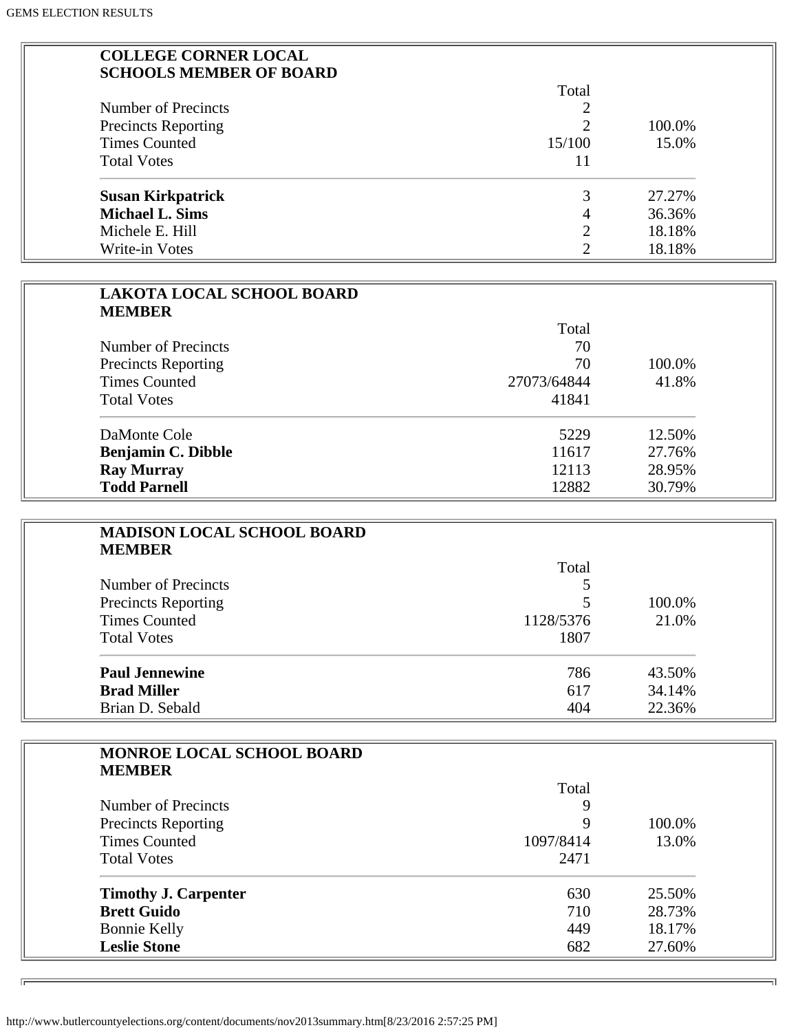## COLLEGE CORNER LOCAL SCHOOLS MEMBER OF BOARD

| | Total | |
|---|---|---|
| Number of Precincts | 2 | |
| Precincts Reporting | 2 | 100.0% |
| Times Counted | 15/100 | 15.0% |
| Total Votes | 11 | |
| **Susan Kirkpatrick** | 3 | 27.27% |
| **Michael L. Sims** | 4 | 36.36% |
| Michele E. Hill | 2 | 18.18% |
| Write-in Votes | 2 | 18.18% |

## LAKOTA LOCAL SCHOOL BOARD MEMBER

| | Total | |
|---|---|---|
| Number of Precincts | 70 | |
| Precincts Reporting | 70 | 100.0% |
| Times Counted | 27073/64844 | 41.8% |
| Total Votes | 41841 | |
| DaMonte Cole | 5229 | 12.50% |
| **Benjamin C. Dibble** | 11617 | 27.76% |
| **Ray Murray** | 12113 | 28.95% |
| **Todd Parnell** | 12882 | 30.79% |

## MADISON LOCAL SCHOOL BOARD MEMBER

| | Total | |
|---|---|---|
| Number of Precincts | 5 | |
| Precincts Reporting | 5 | 100.0% |
| Times Counted | 1128/5376 | 21.0% |
| Total Votes | 1807 | |
| **Paul Jennewine** | 786 | 43.50% |
| **Brad Miller** | 617 | 34.14% |
| Brian D. Sebald | 404 | 22.36% |

## MONROE LOCAL SCHOOL BOARD MEMBER

| | Total | |
|---|---|---|
| Number of Precincts | 9 | |
| Precincts Reporting | 9 | 100.0% |
| Times Counted | 1097/8414 | 13.0% |
| Total Votes | 2471 | |
| **Timothy J. Carpenter** | 630 | 25.50% |
| **Brett Guido** | 710 | 28.73% |
| Bonnie Kelly | 449 | 18.17% |
| **Leslie Stone** | 682 | 27.60% |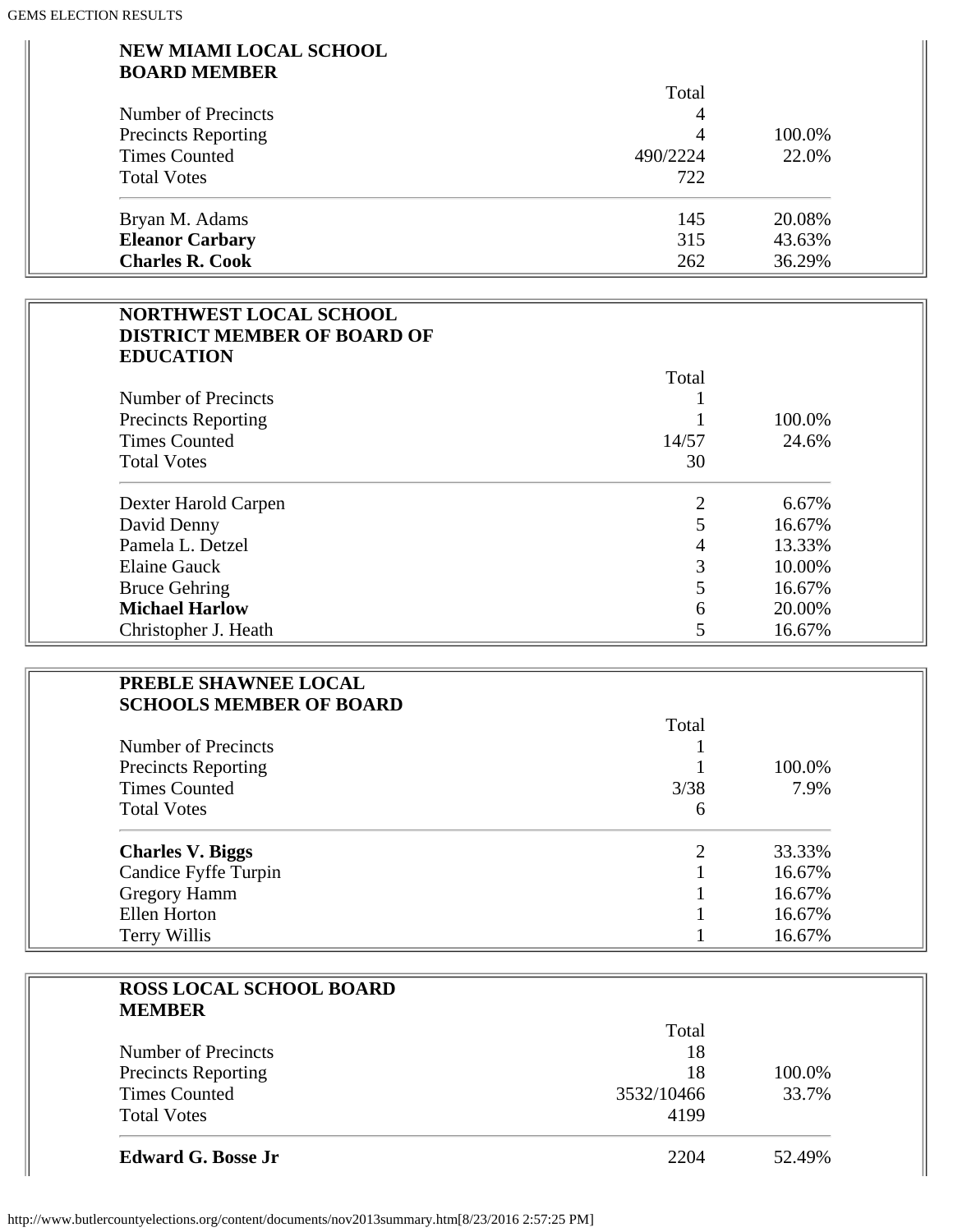## NEW MIAMI LOCAL SCHOOL BOARD MEMBER

| | Total | |
|---|---|---|
| Number of Precincts | 4 | |
| Precincts Reporting | 4 | 100.0% |
| Times Counted | 490/2224 | 22.0% |
| Total Votes | 722 | |
| Bryan M. Adams | 145 | 20.08% |
| **Eleanor Carbary** | 315 | 43.63% |
| **Charles R. Cook** | 262 | 36.29% |

## NORTHWEST LOCAL SCHOOL DISTRICT MEMBER OF BOARD OF EDUCATION

| | Total | |
|---|---|---|
| Number of Precincts | 1 | |
| Precincts Reporting | 1 | 100.0% |
| Times Counted | 14/57 | 24.6% |
| Total Votes | 30 | |
| Dexter Harold Carpen | 2 | 6.67% |
| David Denny | 5 | 16.67% |
| Pamela L. Detzel | 4 | 13.33% |
| Elaine Gauck | 3 | 10.00% |
| Bruce Gehring | 5 | 16.67% |
| **Michael Harlow** | 6 | 20.00% |
| Christopher J. Heath | 5 | 16.67% |

## PREBLE SHAWNEE LOCAL SCHOOLS MEMBER OF BOARD

| | Total | |
|---|---|---|
| Number of Precincts | 1 | |
| Precincts Reporting | 1 | 100.0% |
| Times Counted | 3/38 | 7.9% |
| Total Votes | 6 | |
| **Charles V. Biggs** | 2 | 33.33% |
| Candice Fyffe Turpin | 1 | 16.67% |
| Gregory Hamm | 1 | 16.67% |
| Ellen Horton | 1 | 16.67% |
| Terry Willis | 1 | 16.67% |

## ROSS LOCAL SCHOOL BOARD MEMBER

| | Total | |
|---|---|---|
| Number of Precincts | 18 | |
| Precincts Reporting | 18 | 100.0% |
| Times Counted | 3532/10466 | 33.7% |
| Total Votes | 4199 | |
| **Edward G. Bosse Jr** | 2204 | 52.49% |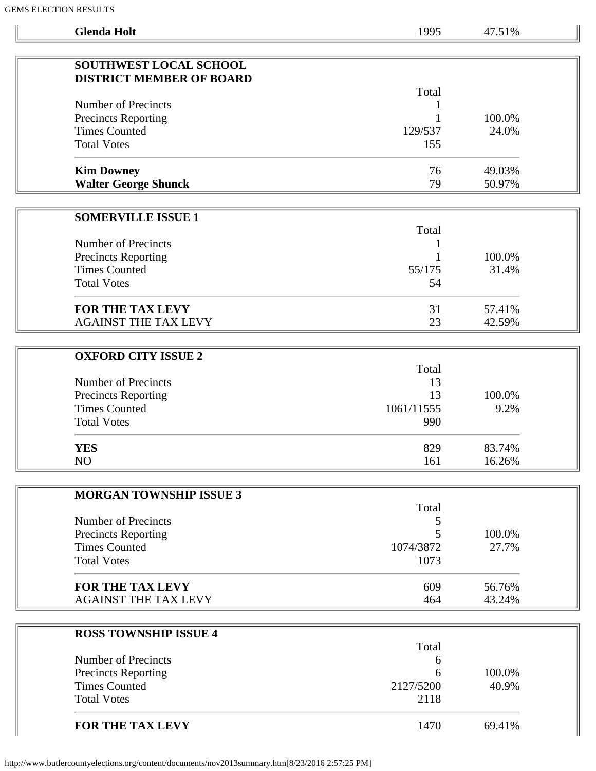| **Glenda Holt** | 1995 | 47.51% |
|---|---|---|

| **SOUTHWEST LOCAL SCHOOL DISTRICT MEMBER OF BOARD** | | |
|---|---|---|
| | Total | |
| Number of Precincts | 1 | |
| Precincts Reporting | 1 | 100.0% |
| Times Counted | 129/537 | 24.0% |
| Total Votes | 155 | |
| **Kim Downey** | 76 | 49.03% |
| **Walter George Shunck** | 79 | 50.97% |

| **SOMERVILLE ISSUE 1** | | |
|---|---|---|
| | Total | |
| Number of Precincts | 1 | |
| Precincts Reporting | 1 | 100.0% |
| Times Counted | 55/175 | 31.4% |
| Total Votes | 54 | |
| **FOR THE TAX LEVY** | 31 | 57.41% |
| AGAINST THE TAX LEVY | 23 | 42.59% |

| **OXFORD CITY ISSUE 2** | | |
|---|---|---|
| | Total | |
| Number of Precincts | 13 | |
| Precincts Reporting | 13 | 100.0% |
| Times Counted | 1061/11555 | 9.2% |
| Total Votes | 990 | |
| **YES** | 829 | 83.74% |
| NO | 161 | 16.26% |

| **MORGAN TOWNSHIP ISSUE 3** | | |
|---|---|---|
| | Total | |
| Number of Precincts | 5 | |
| Precincts Reporting | 5 | 100.0% |
| Times Counted | 1074/3872 | 27.7% |
| Total Votes | 1073 | |
| **FOR THE TAX LEVY** | 609 | 56.76% |
| AGAINST THE TAX LEVY | 464 | 43.24% |

| **ROSS TOWNSHIP ISSUE 4** | | |
|---|---|---|
| | Total | |
| Number of Precincts | 6 | |
| Precincts Reporting | 6 | 100.0% |
| Times Counted | 2127/5200 | 40.9% |
| Total Votes | 2118 | |
| **FOR THE TAX LEVY** | 1470 | 69.41% |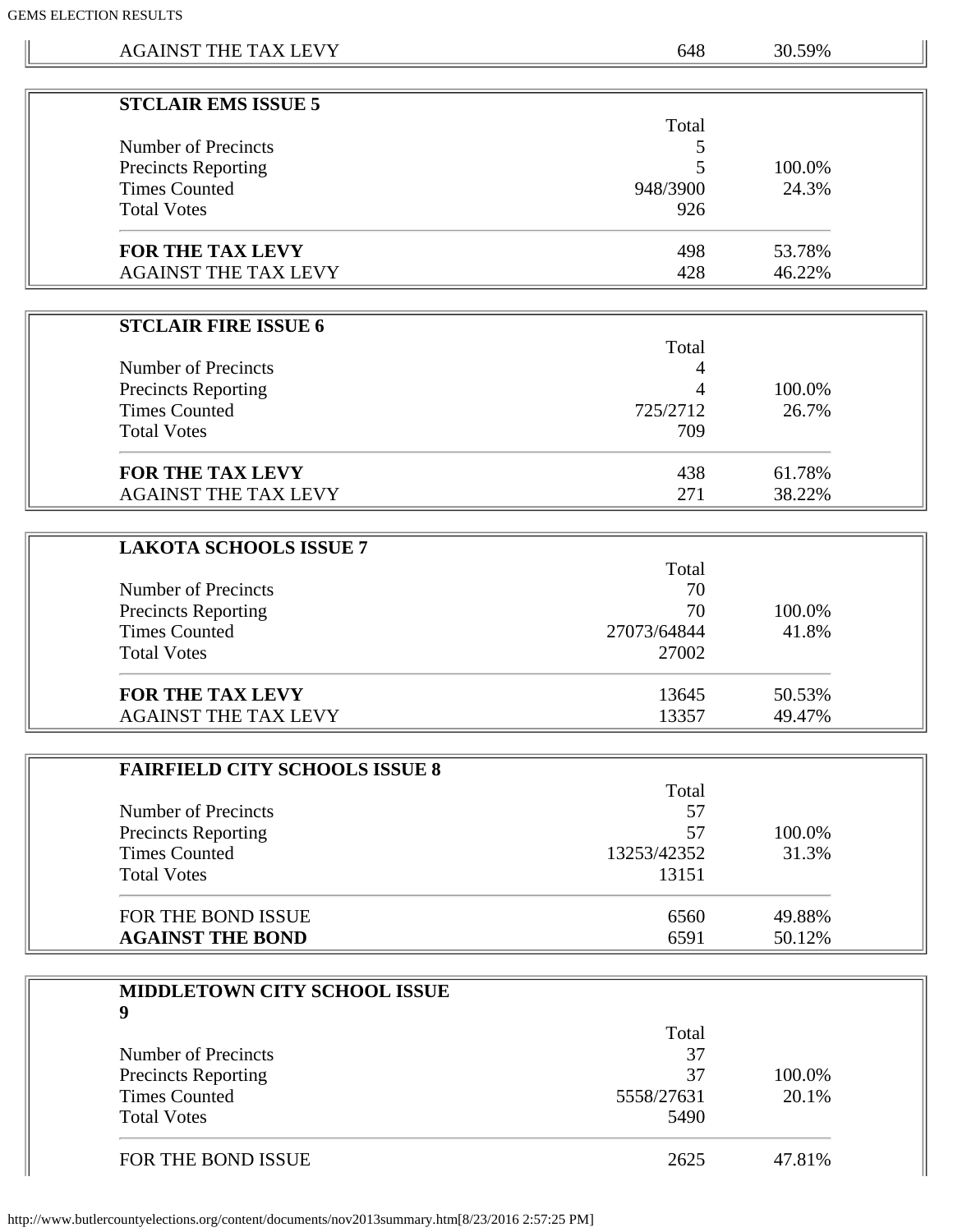| | | |
|---|---|---|
| AGAINST THE TAX LEVY | 648 | 30.59% |

| **STCLAIR EMS ISSUE 5** | | |
|---|---|---|
| | Total | |
| Number of Precincts | 5 | |
| Precincts Reporting | 5 | 100.0% |
| Times Counted | 948/3900 | 24.3% |
| Total Votes | 926 | |
| **FOR THE TAX LEVY** | 498 | 53.78% |
| AGAINST THE TAX LEVY | 428 | 46.22% |

| **STCLAIR FIRE ISSUE 6** | | |
|---|---|---|
| | Total | |
| Number of Precincts | 4 | |
| Precincts Reporting | 4 | 100.0% |
| Times Counted | 725/2712 | 26.7% |
| Total Votes | 709 | |
| **FOR THE TAX LEVY** | 438 | 61.78% |
| AGAINST THE TAX LEVY | 271 | 38.22% |

| **LAKOTA SCHOOLS ISSUE 7** | | |
|---|---|---|
| | Total | |
| Number of Precincts | 70 | |
| Precincts Reporting | 70 | 100.0% |
| Times Counted | 27073/64844 | 41.8% |
| Total Votes | 27002 | |
| **FOR THE TAX LEVY** | 13645 | 50.53% |
| AGAINST THE TAX LEVY | 13357 | 49.47% |

| **FAIRFIELD CITY SCHOOLS ISSUE 8** | | |
|---|---|---|
| | Total | |
| Number of Precincts | 57 | |
| Precincts Reporting | 57 | 100.0% |
| Times Counted | 13253/42352 | 31.3% |
| Total Votes | 13151 | |
| FOR THE BOND ISSUE | 6560 | 49.88% |
| **AGAINST THE BOND** | 6591 | 50.12% |

| **MIDDLETOWN CITY SCHOOL ISSUE 9** | | |
|---|---|---|
| | Total | |
| Number of Precincts | 37 | |
| Precincts Reporting | 37 | 100.0% |
| Times Counted | 5558/27631 | 20.1% |
| Total Votes | 5490 | |
| FOR THE BOND ISSUE | 2625 | 47.81% |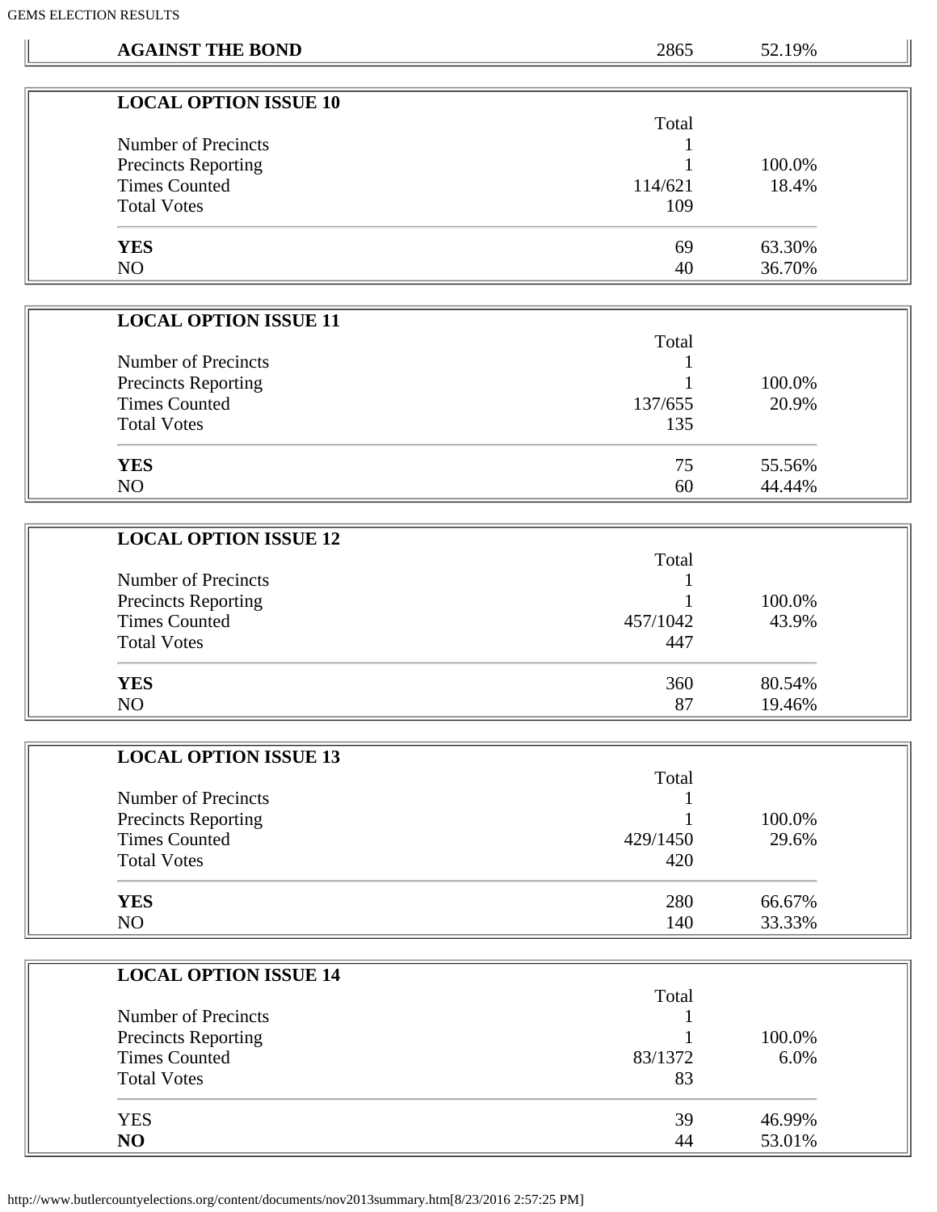| | | |
|---|---|---|
| **AGAINST THE BOND** | 2865 | 52.19% |

| **LOCAL OPTION ISSUE 10** | | |
|---|---|---|
| | Total | |
| Number of Precincts | 1 | |
| Precincts Reporting | 1 | 100.0% |
| Times Counted | 114/621 | 18.4% |
| Total Votes | 109 | |
| **YES** | 69 | 63.30% |
| NO | 40 | 36.70% |

| **LOCAL OPTION ISSUE 11** | | |
|---|---|---|
| | Total | |
| Number of Precincts | 1 | |
| Precincts Reporting | 1 | 100.0% |
| Times Counted | 137/655 | 20.9% |
| Total Votes | 135 | |
| **YES** | 75 | 55.56% |
| NO | 60 | 44.44% |

| **LOCAL OPTION ISSUE 12** | | |
|---|---|---|
| | Total | |
| Number of Precincts | 1 | |
| Precincts Reporting | 1 | 100.0% |
| Times Counted | 457/1042 | 43.9% |
| Total Votes | 447 | |
| **YES** | 360 | 80.54% |
| NO | 87 | 19.46% |

| **LOCAL OPTION ISSUE 13** | | |
|---|---|---|
| | Total | |
| Number of Precincts | 1 | |
| Precincts Reporting | 1 | 100.0% |
| Times Counted | 429/1450 | 29.6% |
| Total Votes | 420 | |
| **YES** | 280 | 66.67% |
| NO | 140 | 33.33% |

| **LOCAL OPTION ISSUE 14** | | |
|---|---|---|
| | Total | |
| Number of Precincts | 1 | |
| Precincts Reporting | 1 | 100.0% |
| Times Counted | 83/1372 | 6.0% |
| Total Votes | 83 | |
| YES | 39 | 46.99% |
| **NO** | 44 | 53.01% |